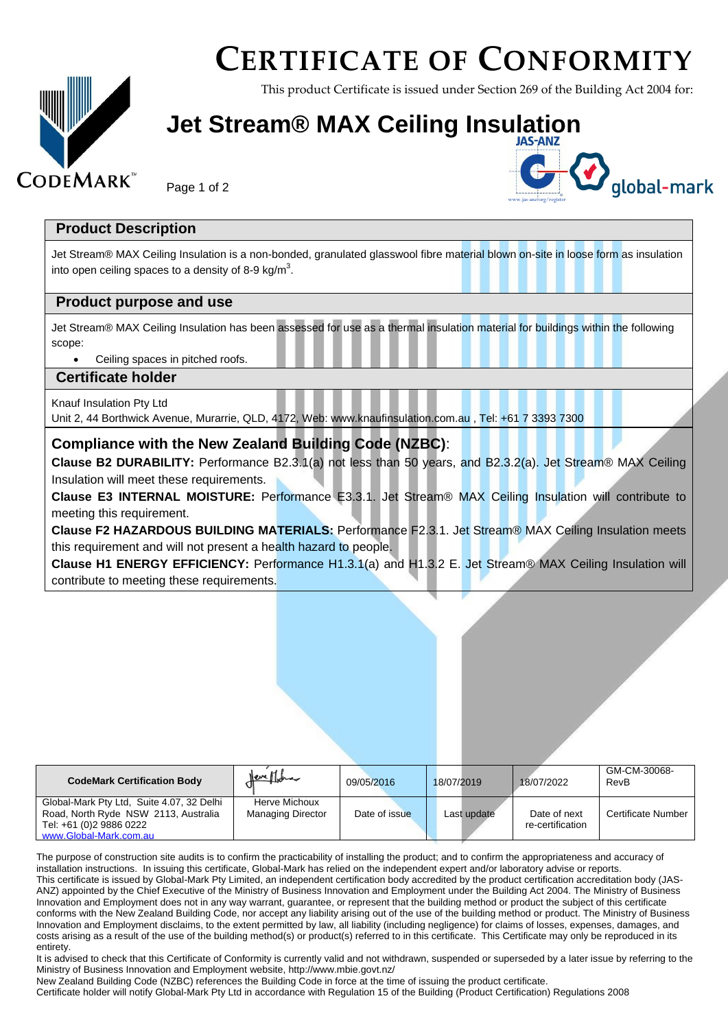# CERTIFICATE OF CONFORMITY

This product Certificate is issued under Section 269 of the Building Act 2004 for:

# Jet Stream® MAX Ceiling Insulation

## Product Description

Jet Stream® MAX Ceiling Insulation is a non-bonded, granulated glasswool fibre material blown on-site in loose form as insulation into open ceiling spaces to a density of 8-9 kg/m$^3$.

## Product purpose and use

Jet Stream® MAX Ceiling Insulation has been assessed for use as a thermal insulation material for buildings within the following scope:

- Ceiling spaces in pitched roofs.

## Certificate holder

Knauf Insulation Pty Ltd
Unit 2, 44 Borthwick Avenue, Murarrie, QLD, 4172, Web: www.knaufinsulation.com.au , Tel: +61 7 3393 7300

## Compliance with the New Zealand Building Code (NZBC):

**Clause B2 DURABILITY:** Performance B2.3.1(a) not less than 50 years, and B2.3.2(a). Jet Stream® MAX Ceiling Insulation will meet these requirements.

**Clause E3 INTERNAL MOISTURE:** Performance E3.3.1. Jet Stream® MAX Ceiling Insulation will contribute to meeting this requirement.

**Clause F2 HAZARDOUS BUILDING MATERIALS:** Performance F2.3.1. Jet Stream® MAX Ceiling Insulation meets this requirement and will not present a health hazard to people.

**Clause H1 ENERGY EFFICIENCY:** Performance H1.3.1(a) and H1.3.2 E. Jet Stream® MAX Ceiling Insulation will contribute to meeting these requirements.

| CodeMark Certification Body | [signature] | 09/05/2016 | 18/07/2019 | 18/07/2022 | GM-CM-30068-RevB |
|---|---|---|---|---|---|
| Global-Mark Pty Ltd, Suite 4.07, 32 Delhi Road, North Ryde NSW 2113, Australia Tel: +61 (0)2 9886 0222 www.Global-Mark.com.au | Herve Michoux Managing Director | Date of issue | Last update | Date of next re-certification | Certificate Number |

The purpose of construction site audits is to confirm the practicability of installing the product; and to confirm the appropriateness and accuracy of installation instructions. In issuing this certificate, Global-Mark has relied on the independent expert and/or laboratory advise or reports.

This certificate is issued by Global-Mark Pty Limited, an independent certification body accredited by the product certification accreditation body (JAS-ANZ) appointed by the Chief Executive of the Ministry of Business Innovation and Employment under the Building Act 2004. The Ministry of Business Innovation and Employment does not in any way warrant, guarantee, or represent that the building method or product the subject of this certificate conforms with the New Zealand Building Code, nor accept any liability arising out of the use of the building method or product. The Ministry of Business Innovation and Employment disclaims, to the extent permitted by law, all liability (including negligence) for claims of losses, expenses, damages, and costs arising as a result of the use of the building method(s) or product(s) referred to in this certificate. This Certificate may only be reproduced in its entirety.

It is advised to check that this Certificate of Conformity is currently valid and not withdrawn, suspended or superseded by a later issue by referring to the Ministry of Business Innovation and Employment website, http://www.mbie.govt.nz/

New Zealand Building Code (NZBC) references the Building Code in force at the time of issuing the product certificate.

Certificate holder will notify Global-Mark Pty Ltd in accordance with Regulation 15 of the Building (Product Certification) Regulations 2008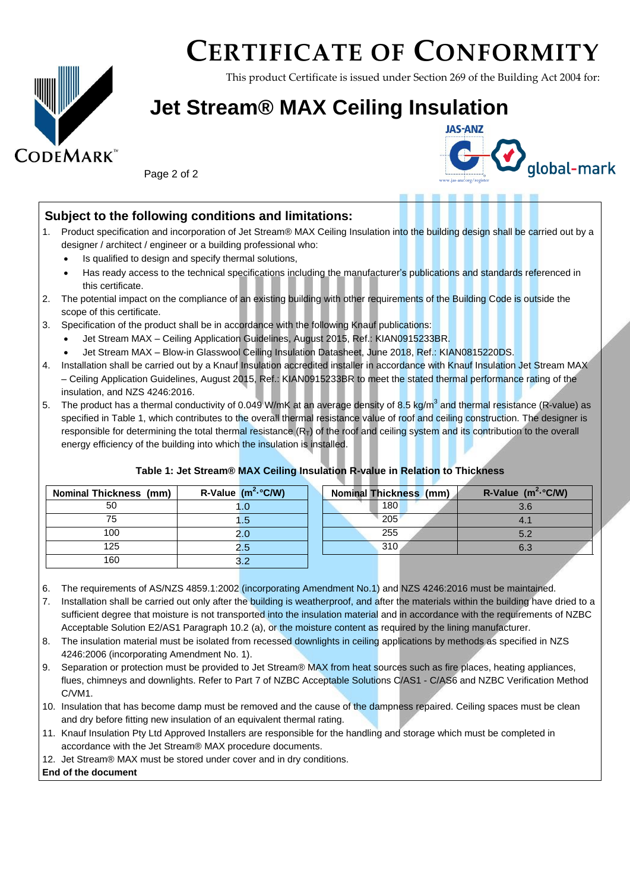# CERTIFICATE OF CONFORMITY

This product Certificate is issued under Section 269 of the Building Act 2004 for:

# Jet Stream® MAX Ceiling Insulation

## Subject to the following conditions and limitations:

1. Product specification and incorporation of Jet Stream® MAX Ceiling Insulation into the building design shall be carried out by a designer / architect / engineer or a building professional who:
   - Is qualified to design and specify thermal solutions,
   - Has ready access to the technical specifications including the manufacturer's publications and standards referenced in this certificate.
2. The potential impact on the compliance of an existing building with other requirements of the Building Code is outside the scope of this certificate.
3. Specification of the product shall be in accordance with the following Knauf publications:
   - Jet Stream MAX – Ceiling Application Guidelines, August 2015, Ref.: KIAN0915233BR.
   - Jet Stream MAX – Blow-in Glasswool Ceiling Insulation Datasheet, June 2018, Ref.: KIAN0815220DS.
4. Installation shall be carried out by a Knauf Insulation accredited installer in accordance with Knauf Insulation Jet Stream MAX – Ceiling Application Guidelines, August 2015, Ref.: KIAN0915233BR to meet the stated thermal performance rating of the insulation, and NZS 4246:2016.
5. The product has a thermal conductivity of 0.049 W/mK at an average density of 8.5 kg/m$^3$ and thermal resistance (R-value) as specified in Table 1, which contributes to the overall thermal resistance value of roof and ceiling construction. The designer is responsible for determining the total thermal resistance ($R_T$) of the roof and ceiling system and its contribution to the overall energy efficiency of the building into which the insulation is installed.

**Table 1: Jet Stream® MAX Ceiling Insulation R-value in Relation to Thickness**

| Nominal Thickness (mm) | R-Value (m$^2$·°C/W) |
|---|---|
| 50 | 1.0 |
| 75 | 1.5 |
| 100 | 2.0 |
| 125 | 2.5 |
| 160 | 3.2 |
| 180 | 3.6 |
| 205 | 4.1 |
| 255 | 5.2 |
| 310 | 6.3 |

6. The requirements of AS/NZS 4859.1:2002 (incorporating Amendment No.1) and NZS 4246:2016 must be maintained.
7. Installation shall be carried out only after the building is weatherproof, and after the materials within the building have dried to a sufficient degree that moisture is not transported into the insulation material and in accordance with the requirements of NZBC Acceptable Solution E2/AS1 Paragraph 10.2 (a), or the moisture content as required by the lining manufacturer.
8. The insulation material must be isolated from recessed downlights in ceiling applications by methods as specified in NZS 4246:2006 (incorporating Amendment No. 1).
9. Separation or protection must be provided to Jet Stream® MAX from heat sources such as fire places, heating appliances, flues, chimneys and downlights. Refer to Part 7 of NZBC Acceptable Solutions C/AS1 - C/AS6 and NZBC Verification Method C/VM1.
10. Insulation that has become damp must be removed and the cause of the dampness repaired. Ceiling spaces must be clean and dry before fitting new insulation of an equivalent thermal rating.
11. Knauf Insulation Pty Ltd Approved Installers are responsible for the handling and storage which must be completed in accordance with the Jet Stream® MAX procedure documents.
12. Jet Stream® MAX must be stored under cover and in dry conditions.

**End of the document**